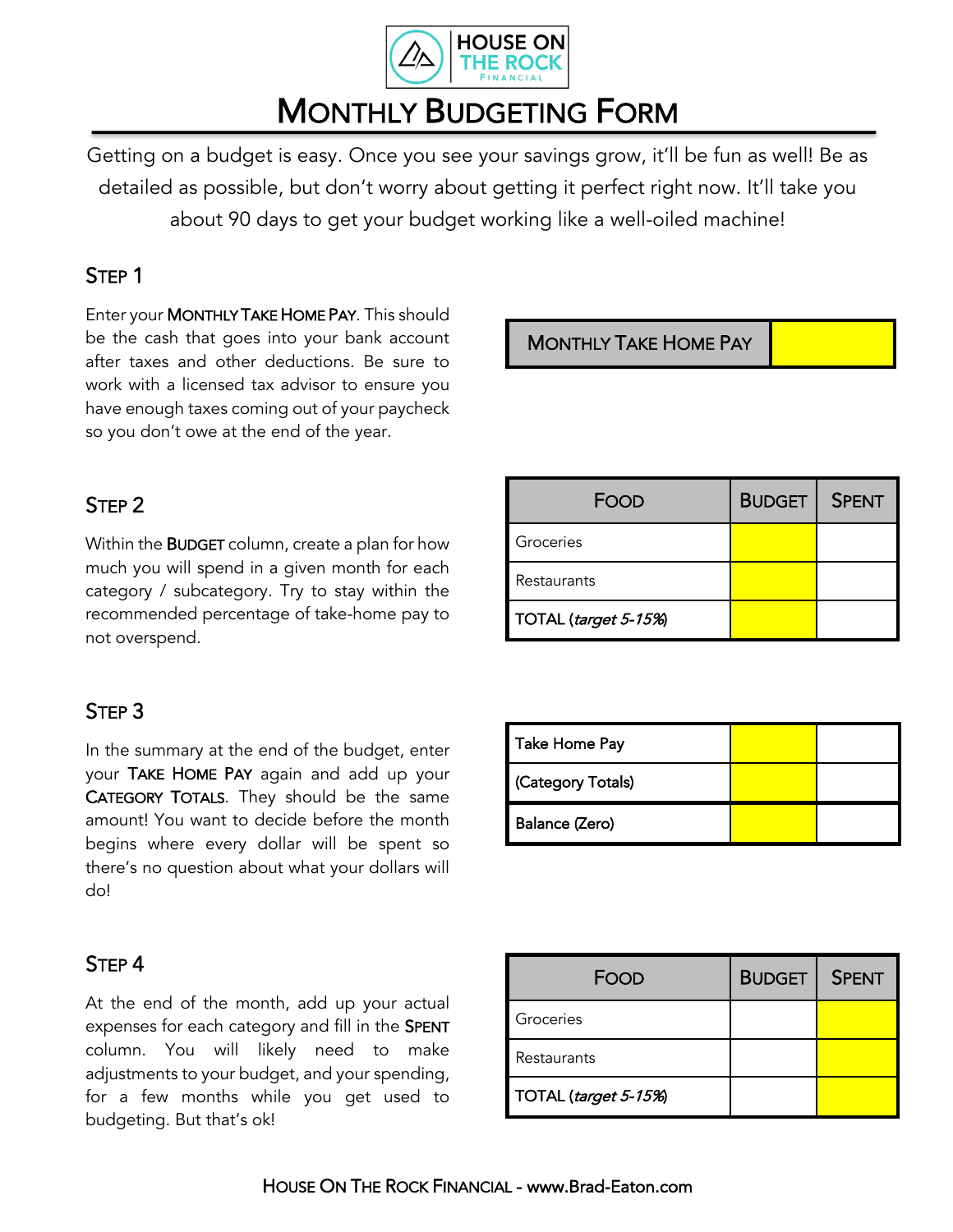HOUSE ON THE ROCK FINANCIAL

# MONTHLY BUDGETING FORM

Getting on a budget is easy. Once you see your savings grow, it'll be fun as well! Be as detailed as possible, but don't worry about getting it perfect right now. It'll take you about 90 days to get your budget working like a well-oiled machine!

## STEP 1

Enter your **MONTHLY TAKE HOME PAY**. This should be the cash that goes into your bank account after taxes and other deductions. Be sure to work with a licensed tax advisor to ensure you have enough taxes coming out of your paycheck so you don't owe at the end of the year.

| MONTHLY TAKE HOME PAY | |
|---|---|

## STEP 2

Within the **BUDGET** column, create a plan for how much you will spend in a given month for each category / subcategory. Try to stay within the recommended percentage of take-home pay to not overspend.

| FOOD | BUDGET | SPENT |
|---|---|---|
| Groceries | | |
| Restaurants | | |
| TOTAL (*target 5-15%*) | | |

## STEP 3

In the summary at the end of the budget, enter your **TAKE HOME PAY** again and add up your **CATEGORY TOTALS**. They should be the same amount! You want to decide before the month begins where every dollar will be spent so there's no question about what your dollars will do!

| | | |
|---|---|---|
| Take Home Pay | | |
| (Category Totals) | | |
| Balance (Zero) | | |

## STEP 4

At the end of the month, add up your actual expenses for each category and fill in the **SPENT** column. You will likely need to make adjustments to your budget, and your spending, for a few months while you get used to budgeting. But that's ok!

| FOOD | BUDGET | SPENT |
|---|---|---|
| Groceries | | |
| Restaurants | | |
| TOTAL (*target 5-15%*) | | |

HOUSE ON THE ROCK FINANCIAL - www.Brad-Eaton.com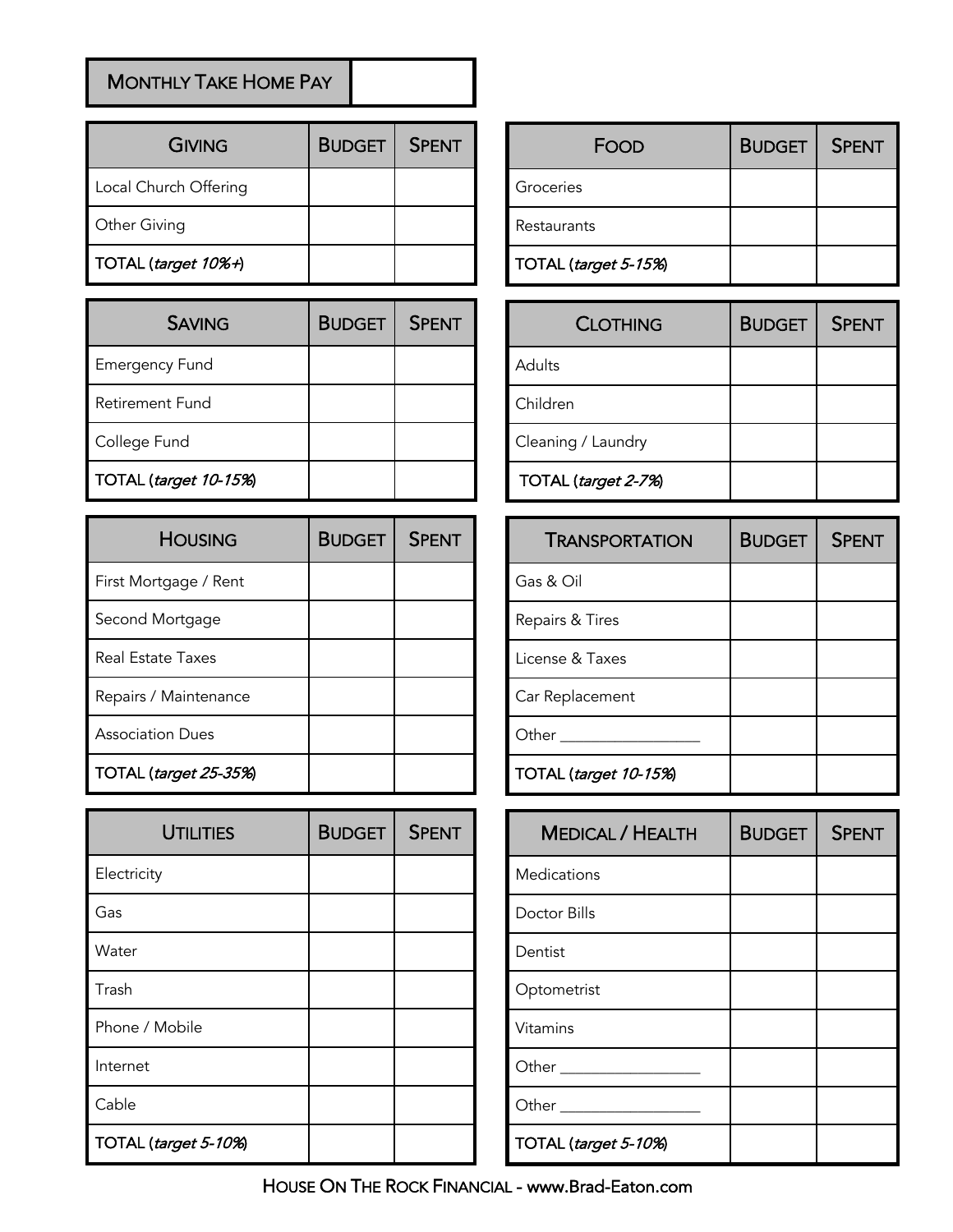| Monthly Take Home Pay | |
|---|---|

| Giving | Budget | Spent |
|---|---|---|
| Local Church Offering | | |
| Other Giving | | |
| TOTAL (*target 10%+*) | | |

| Saving | Budget | Spent |
|---|---|---|
| Emergency Fund | | |
| Retirement Fund | | |
| College Fund | | |
| TOTAL (*target 10-15%*) | | |

| Housing | Budget | Spent |
|---|---|---|
| First Mortgage / Rent | | |
| Second Mortgage | | |
| Real Estate Taxes | | |
| Repairs / Maintenance | | |
| Association Dues | | |
| TOTAL (*target 25-35%*) | | |

| Utilities | Budget | Spent |
|---|---|---|
| Electricity | | |
| Gas | | |
| Water | | |
| Trash | | |
| Phone / Mobile | | |
| Internet | | |
| Cable | | |
| TOTAL (*target 5-10%*) | | |

| Food | Budget | Spent |
|---|---|---|
| Groceries | | |
| Restaurants | | |
| TOTAL (*target 5-15%*) | | |

| Clothing | Budget | Spent |
|---|---|---|
| Adults | | |
| Children | | |
| Cleaning / Laundry | | |
| TOTAL (*target 2-7%*) | | |

| Transportation | Budget | Spent |
|---|---|---|
| Gas & Oil | | |
| Repairs & Tires | | |
| License & Taxes | | |
| Car Replacement | | |
| Other _______________ | | |
| TOTAL (*target 10-15%*) | | |

| Medical / Health | Budget | Spent |
|---|---|---|
| Medications | | |
| Doctor Bills | | |
| Dentist | | |
| Optometrist | | |
| Vitamins | | |
| Other _______________ | | |
| Other _______________ | | |
| TOTAL (*target 5-10%*) | | |

House On The Rock Financial - www.Brad-Eaton.com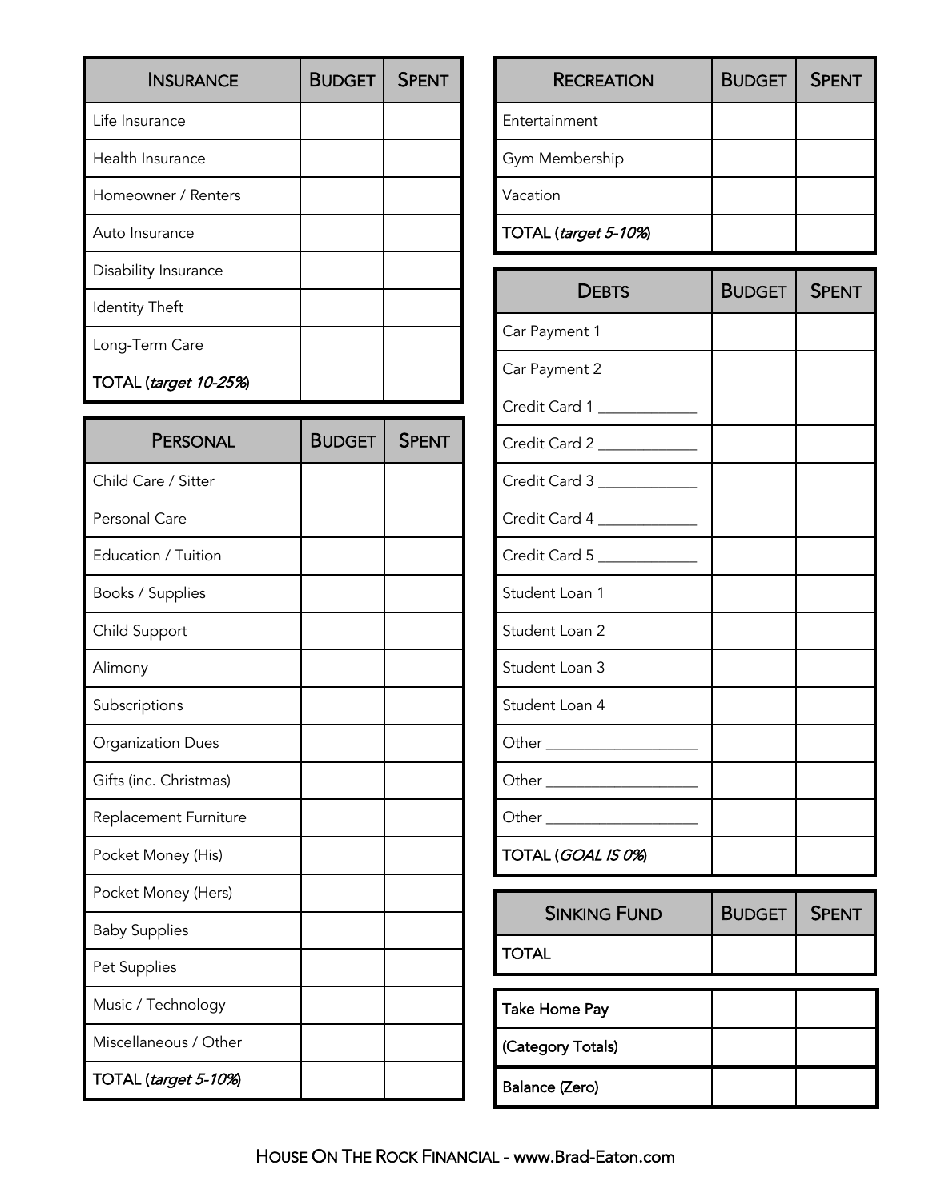| Insurance | Budget | Spent |
|---|---|---|
| Life Insurance | | |
| Health Insurance | | |
| Homeowner / Renters | | |
| Auto Insurance | | |
| Disability Insurance | | |
| Identity Theft | | |
| Long-Term Care | | |
| TOTAL (*target 10-25%*) | | |

| Personal | Budget | Spent |
|---|---|---|
| Child Care / Sitter | | |
| Personal Care | | |
| Education / Tuition | | |
| Books / Supplies | | |
| Child Support | | |
| Alimony | | |
| Subscriptions | | |
| Organization Dues | | |
| Gifts (inc. Christmas) | | |
| Replacement Furniture | | |
| Pocket Money (His) | | |
| Pocket Money (Hers) | | |
| Baby Supplies | | |
| Pet Supplies | | |
| Music / Technology | | |
| Miscellaneous / Other | | |
| TOTAL (*target 5-10%*) | | |

| Recreation | Budget | Spent |
|---|---|---|
| Entertainment | | |
| Gym Membership | | |
| Vacation | | |
| TOTAL (*target 5-10%*) | | |

| Debts | Budget | Spent |
|---|---|---|
| Car Payment 1 | | |
| Car Payment 2 | | |
| Credit Card 1 ____________ | | |
| Credit Card 2 ____________ | | |
| Credit Card 3 ____________ | | |
| Credit Card 4 ____________ | | |
| Credit Card 5 ____________ | | |
| Student Loan 1 | | |
| Student Loan 2 | | |
| Student Loan 3 | | |
| Student Loan 4 | | |
| Other __________________ | | |
| Other __________________ | | |
| Other __________________ | | |
| TOTAL (*GOAL IS 0%*) | | |

| Sinking Fund | Budget | Spent |
|---|---|---|
| **TOTAL** | | |

| | | |
|---|---|---|
| **Take Home Pay** | | |
| **(Category Totals)** | | |
| **Balance (Zero)** | | |

House On The Rock Financial - www.Brad-Eaton.com